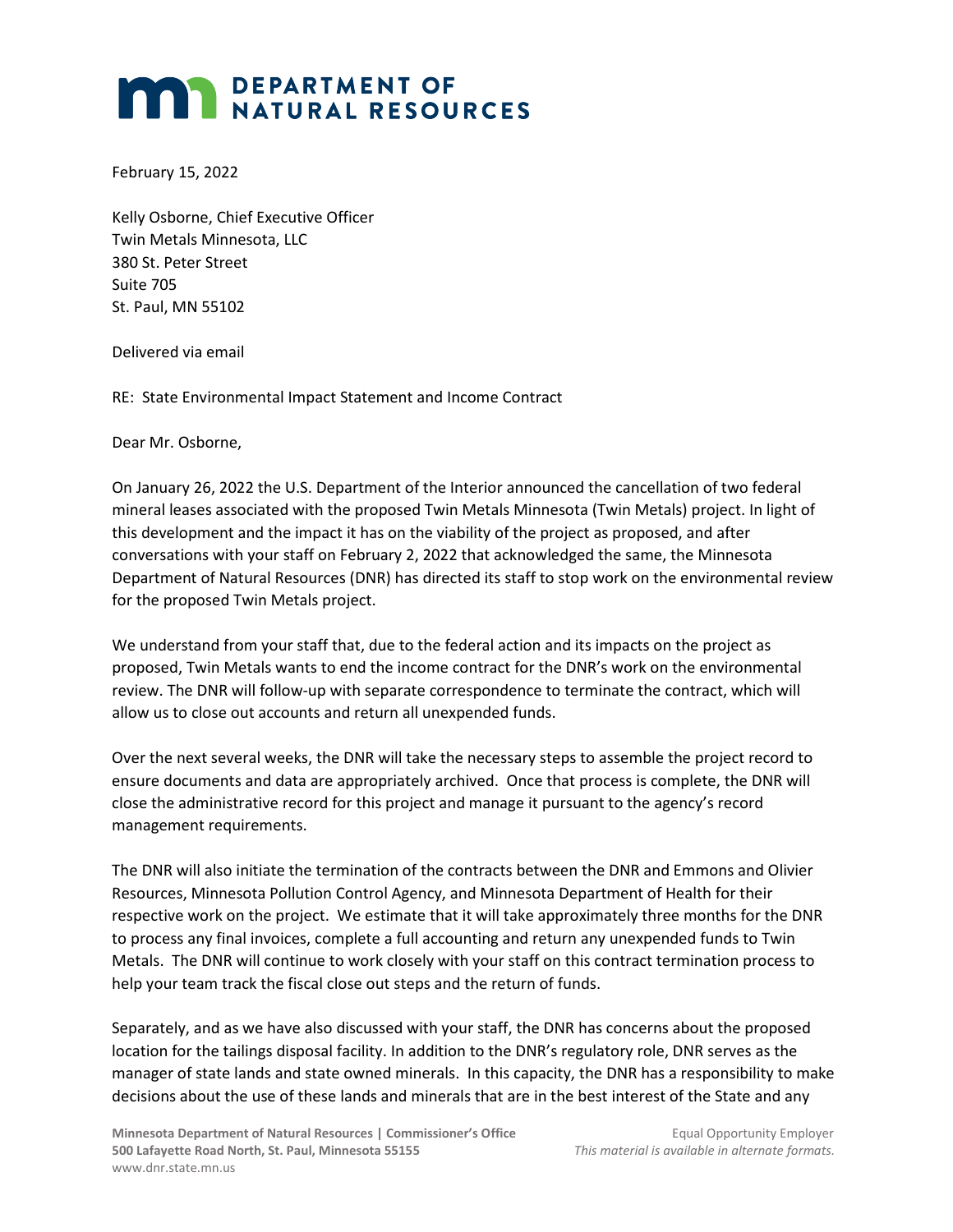# DEPARTMENT OF NATURAL RESOURCES

February 15, 2022

Kelly Osborne, Chief Executive Officer
Twin Metals Minnesota, LLC
380 St. Peter Street
Suite 705
St. Paul, MN 55102

Delivered via email

RE: State Environmental Impact Statement and Income Contract

Dear Mr. Osborne,

On January 26, 2022 the U.S. Department of the Interior announced the cancellation of two federal mineral leases associated with the proposed Twin Metals Minnesota (Twin Metals) project. In light of this development and the impact it has on the viability of the project as proposed, and after conversations with your staff on February 2, 2022 that acknowledged the same, the Minnesota Department of Natural Resources (DNR) has directed its staff to stop work on the environmental review for the proposed Twin Metals project.

We understand from your staff that, due to the federal action and its impacts on the project as proposed, Twin Metals wants to end the income contract for the DNR's work on the environmental review. The DNR will follow-up with separate correspondence to terminate the contract, which will allow us to close out accounts and return all unexpended funds.

Over the next several weeks, the DNR will take the necessary steps to assemble the project record to ensure documents and data are appropriately archived. Once that process is complete, the DNR will close the administrative record for this project and manage it pursuant to the agency's record management requirements.

The DNR will also initiate the termination of the contracts between the DNR and Emmons and Olivier Resources, Minnesota Pollution Control Agency, and Minnesota Department of Health for their respective work on the project. We estimate that it will take approximately three months for the DNR to process any final invoices, complete a full accounting and return any unexpended funds to Twin Metals. The DNR will continue to work closely with your staff on this contract termination process to help your team track the fiscal close out steps and the return of funds.

Separately, and as we have also discussed with your staff, the DNR has concerns about the proposed location for the tailings disposal facility. In addition to the DNR's regulatory role, DNR serves as the manager of state lands and state owned minerals. In this capacity, the DNR has a responsibility to make decisions about the use of these lands and minerals that are in the best interest of the State and any

**Minnesota Department of Natural Resources | Commissioner's Office**
**500 Lafayette Road North, St. Paul, Minnesota 55155**
www.dnr.state.mn.us

Equal Opportunity Employer
*This material is available in alternate formats.*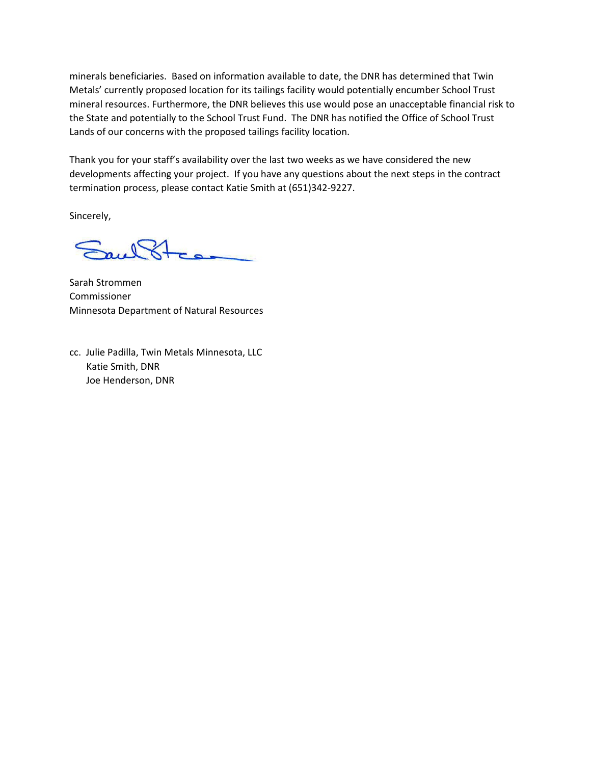minerals beneficiaries. Based on information available to date, the DNR has determined that Twin Metals' currently proposed location for its tailings facility would potentially encumber School Trust mineral resources. Furthermore, the DNR believes this use would pose an unacceptable financial risk to the State and potentially to the School Trust Fund. The DNR has notified the Office of School Trust Lands of our concerns with the proposed tailings facility location.

Thank you for your staff's availability over the last two weeks as we have considered the new developments affecting your project. If you have any questions about the next steps in the contract termination process, please contact Katie Smith at (651)342-9227.

Sincerely,

Sarah Strommen
Commissioner
Minnesota Department of Natural Resources

cc. Julie Padilla, Twin Metals Minnesota, LLC
Katie Smith, DNR
Joe Henderson, DNR